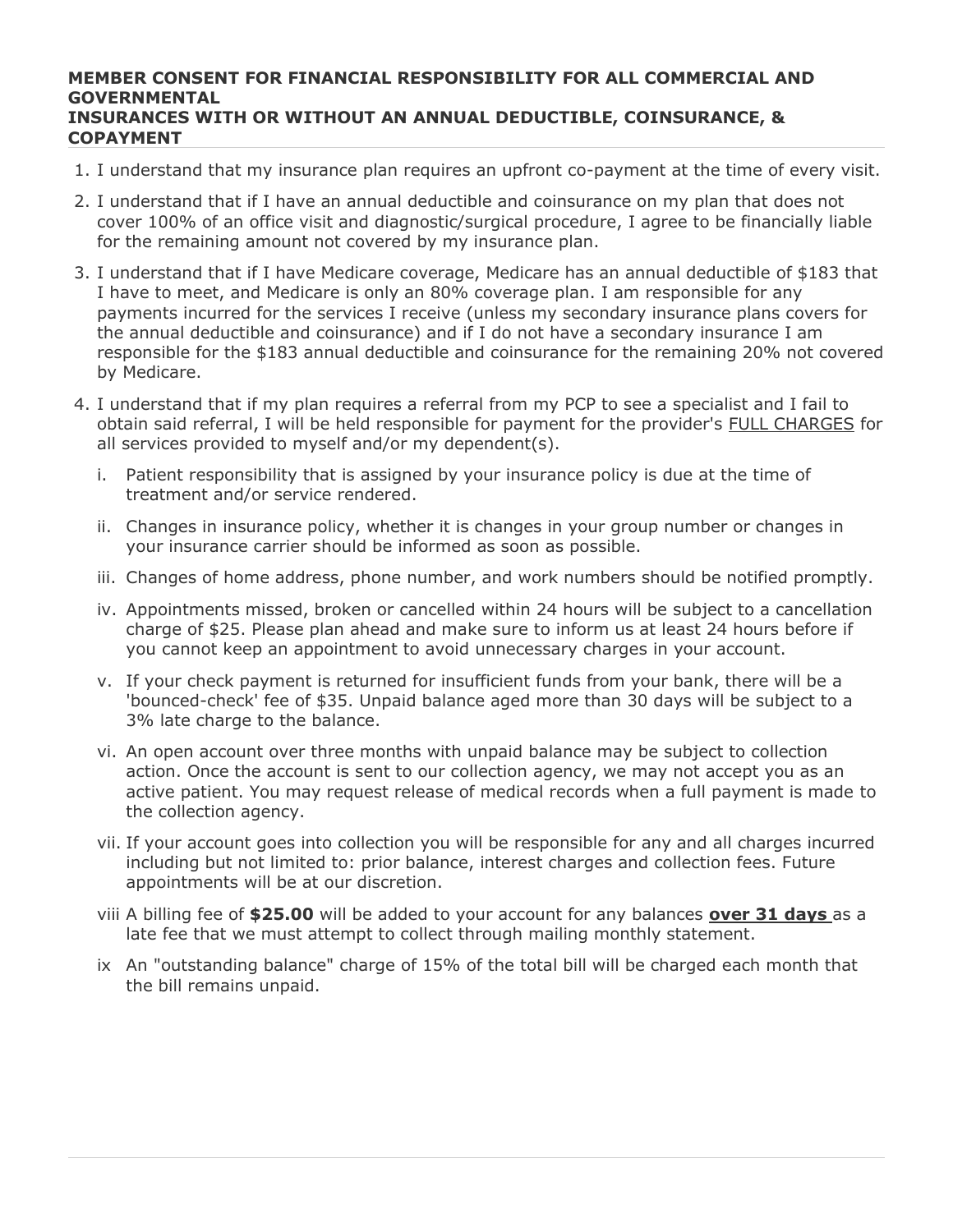**MEMBER CONSENT FOR FINANCIAL RESPONSIBILITY FOR ALL COMMERCIAL AND GOVERNMENTAL INSURANCES WITH OR WITHOUT AN ANNUAL DEDUCTIBLE, COINSURANCE, & COPAYMENT**

1. I understand that my insurance plan requires an upfront co-payment at the time of every visit.
2. I understand that if I have an annual deductible and coinsurance on my plan that does not cover 100% of an office visit and diagnostic/surgical procedure, I agree to be financially liable for the remaining amount not covered by my insurance plan.
3. I understand that if I have Medicare coverage, Medicare has an annual deductible of $183 that I have to meet, and Medicare is only an 80% coverage plan. I am responsible for any payments incurred for the services I receive (unless my secondary insurance plans covers for the annual deductible and coinsurance) and if I do not have a secondary insurance I am responsible for the $183 annual deductible and coinsurance for the remaining 20% not covered by Medicare.
4. I understand that if my plan requires a referral from my PCP to see a specialist and I fail to obtain said referral, I will be held responsible for payment for the provider's <u>FULL CHARGES</u> for all services provided to myself and/or my dependent(s).

   i. Patient responsibility that is assigned by your insurance policy is due at the time of treatment and/or service rendered.

   ii. Changes in insurance policy, whether it is changes in your group number or changes in your insurance carrier should be informed as soon as possible.

   iii. Changes of home address, phone number, and work numbers should be notified promptly.

   iv. Appointments missed, broken or cancelled within 24 hours will be subject to a cancellation charge of $25. Please plan ahead and make sure to inform us at least 24 hours before if you cannot keep an appointment to avoid unnecessary charges in your account.

   v. If your check payment is returned for insufficient funds from your bank, there will be a 'bounced-check' fee of $35. Unpaid balance aged more than 30 days will be subject to a 3% late charge to the balance.

   vi. An open account over three months with unpaid balance may be subject to collection action. Once the account is sent to our collection agency, we may not accept you as an active patient. You may request release of medical records when a full payment is made to the collection agency.

   vii. If your account goes into collection you will be responsible for any and all charges incurred including but not limited to: prior balance, interest charges and collection fees. Future appointments will be at our discretion.

   viii A billing fee of **$25.00** will be added to your account for any balances **<u>over 31 days</u>** as a late fee that we must attempt to collect through mailing monthly statement.

   ix An "outstanding balance" charge of 15% of the total bill will be charged each month that the bill remains unpaid.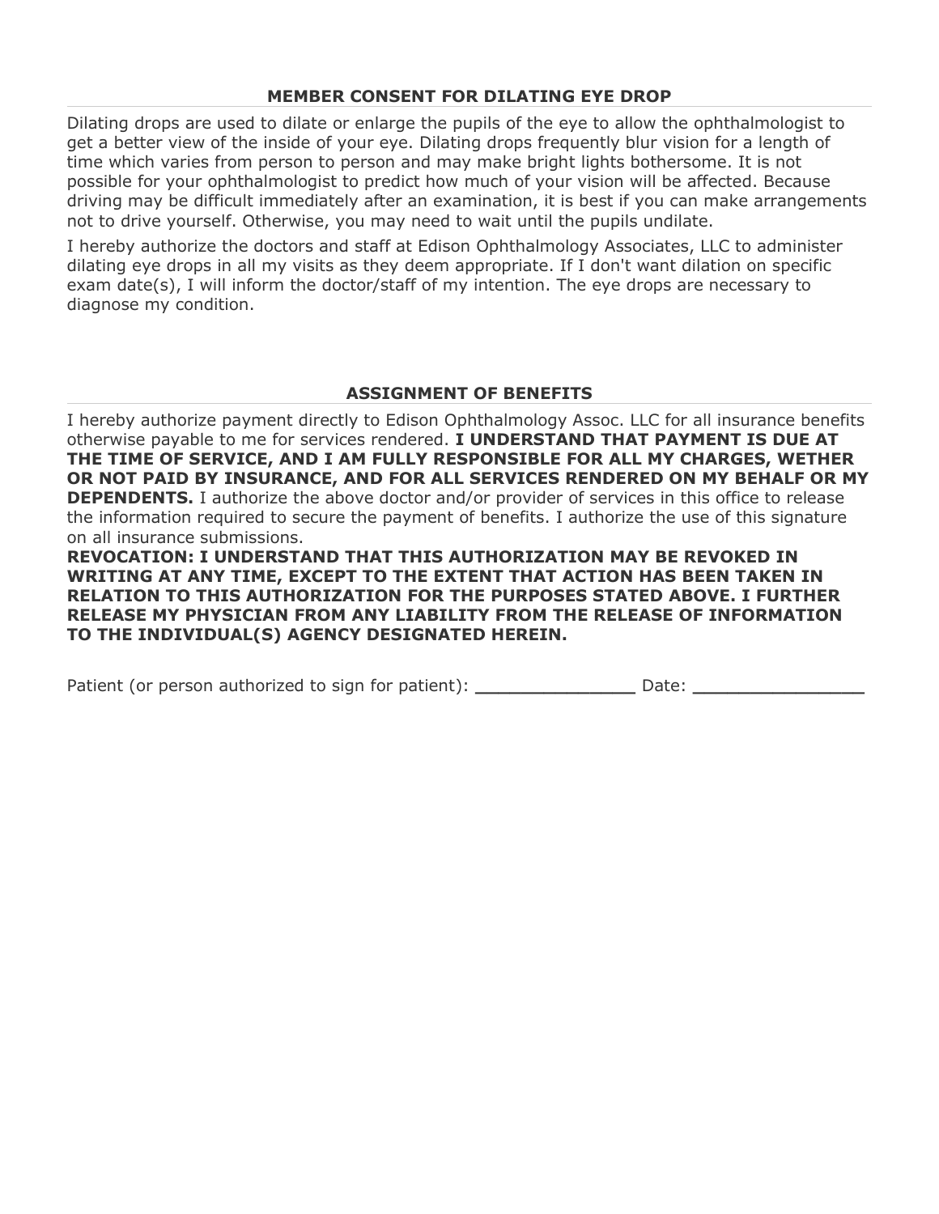## MEMBER CONSENT FOR DILATING EYE DROP

Dilating drops are used to dilate or enlarge the pupils of the eye to allow the ophthalmologist to get a better view of the inside of your eye. Dilating drops frequently blur vision for a length of time which varies from person to person and may make bright lights bothersome. It is not possible for your ophthalmologist to predict how much of your vision will be affected. Because driving may be difficult immediately after an examination, it is best if you can make arrangements not to drive yourself. Otherwise, you may need to wait until the pupils undilate.

I hereby authorize the doctors and staff at Edison Ophthalmology Associates, LLC to administer dilating eye drops in all my visits as they deem appropriate. If I don't want dilation on specific exam date(s), I will inform the doctor/staff of my intention. The eye drops are necessary to diagnose my condition.

## ASSIGNMENT OF BENEFITS

I hereby authorize payment directly to Edison Ophthalmology Assoc. LLC for all insurance benefits otherwise payable to me for services rendered. **I UNDERSTAND THAT PAYMENT IS DUE AT THE TIME OF SERVICE, AND I AM FULLY RESPONSIBLE FOR ALL MY CHARGES, WETHER OR NOT PAID BY INSURANCE, AND FOR ALL SERVICES RENDERED ON MY BEHALF OR MY DEPENDENTS.** I authorize the above doctor and/or provider of services in this office to release the information required to secure the payment of benefits. I authorize the use of this signature on all insurance submissions.

**REVOCATION: I UNDERSTAND THAT THIS AUTHORIZATION MAY BE REVOKED IN WRITING AT ANY TIME, EXCEPT TO THE EXTENT THAT ACTION HAS BEEN TAKEN IN RELATION TO THIS AUTHORIZATION FOR THE PURPOSES STATED ABOVE. I FURTHER RELEASE MY PHYSICIAN FROM ANY LIABILITY FROM THE RELEASE OF INFORMATION TO THE INDIVIDUAL(S) AGENCY DESIGNATED HEREIN.**

Patient (or person authorized to sign for patient): _______________ Date: ________________